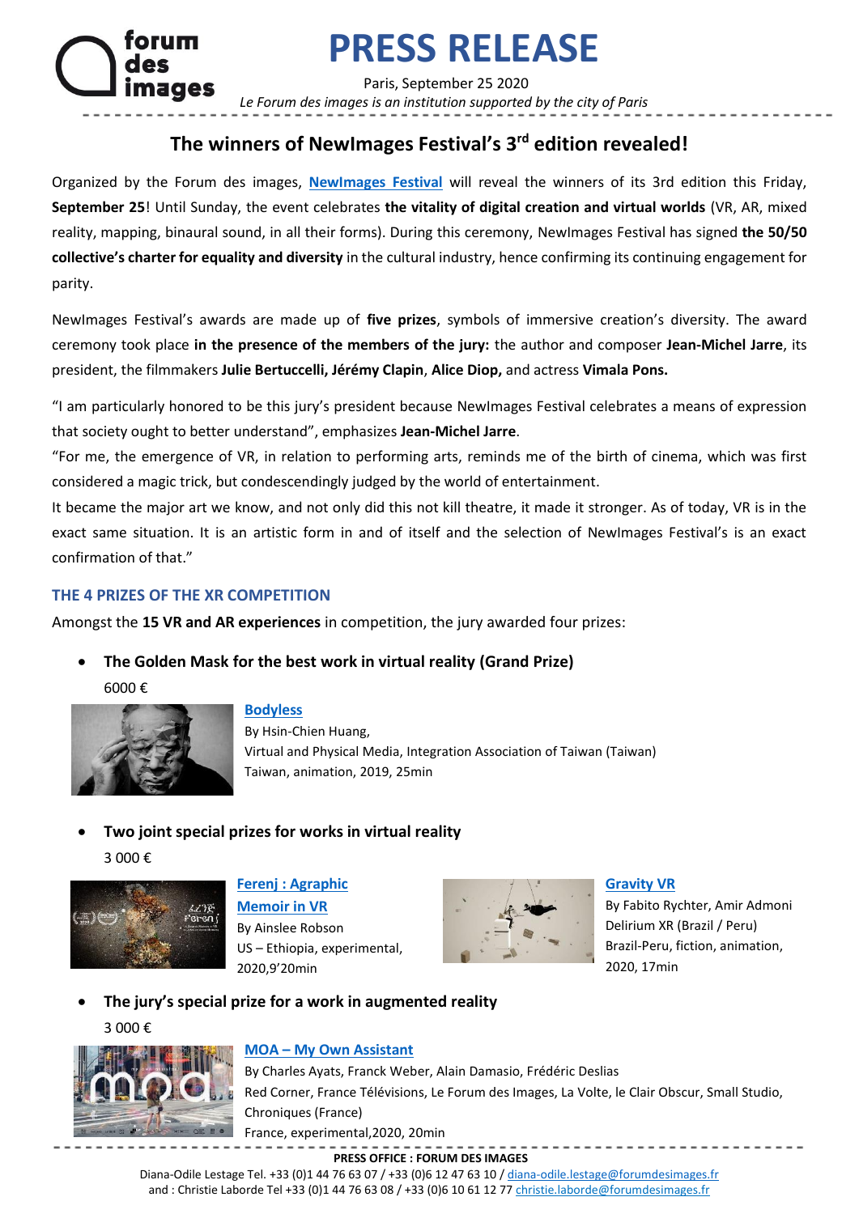# PRESS RELEASE

Paris, September 25 2020

*Le Forum des images is an institution supported by the city of Paris*

## The winners of NewImages Festival's 3rd edition revealed!

Organized by the Forum des images, **NewImages Festival** will reveal the winners of its 3rd edition this Friday, **September 25**! Until Sunday, the event celebrates **the vitality of digital creation and virtual worlds** (VR, AR, mixed reality, mapping, binaural sound, in all their forms). During this ceremony, NewImages Festival has signed **the 50/50 collective's charter for equality and diversity** in the cultural industry, hence confirming its continuing engagement for parity.

NewImages Festival's awards are made up of **five prizes**, symbols of immersive creation's diversity. The award ceremony took place **in the presence of the members of the jury:** the author and composer **Jean-Michel Jarre**, its president, the filmmakers **Julie Bertuccelli, Jérémy Clapin**, **Alice Diop,** and actress **Vimala Pons.**

"I am particularly honored to be this jury's president because NewImages Festival celebrates a means of expression that society ought to better understand", emphasizes **Jean-Michel Jarre**.

"For me, the emergence of VR, in relation to performing arts, reminds me of the birth of cinema, which was first considered a magic trick, but condescendingly judged by the world of entertainment.

It became the major art we know, and not only did this not kill theatre, it made it stronger. As of today, VR is in the exact same situation. It is an artistic form in and of itself and the selection of NewImages Festival's is an exact confirmation of that."

### THE 4 PRIZES OF THE XR COMPETITION

Amongst the **15 VR and AR experiences** in competition, the jury awarded four prizes:

- **The Golden Mask for the best work in virtual reality (Grand Prize)**

  6000 €

  **Bodyless**
  By Hsin-Chien Huang,
  Virtual and Physical Media, Integration Association of Taiwan (Taiwan)
  Taiwan, animation, 2019, 25min

- **Two joint special prizes for works in virtual reality**

  3 000 €

  **Ferenj : Agraphic Memoir in VR**
  By Ainslee Robson
  US – Ethiopia, experimental, 2020,9'20min

  **Gravity VR**
  By Fabito Rychter, Amir Admoni
  Delirium XR (Brazil / Peru)
  Brazil-Peru, fiction, animation, 2020, 17min

- **The jury's special prize for a work in augmented reality**

  3 000 €

  **MOA – My Own Assistant**
  By Charles Ayats, Franck Weber, Alain Damasio, Frédéric Deslias
  Red Corner, France Télévisions, Le Forum des Images, La Volte, le Clair Obscur, Small Studio, Chroniques (France)
  France, experimental,2020, 20min

**PRESS OFFICE : FORUM DES IMAGES**

Diana-Odile Lestage Tel. +33 (0)1 44 76 63 07 / +33 (0)6 12 47 63 10 / diana-odile.lestage@forumdesimages.fr
and : Christie Laborde Tel +33 (0)1 44 76 63 08 / +33 (0)6 10 61 12 77 christie.laborde@forumdesimages.fr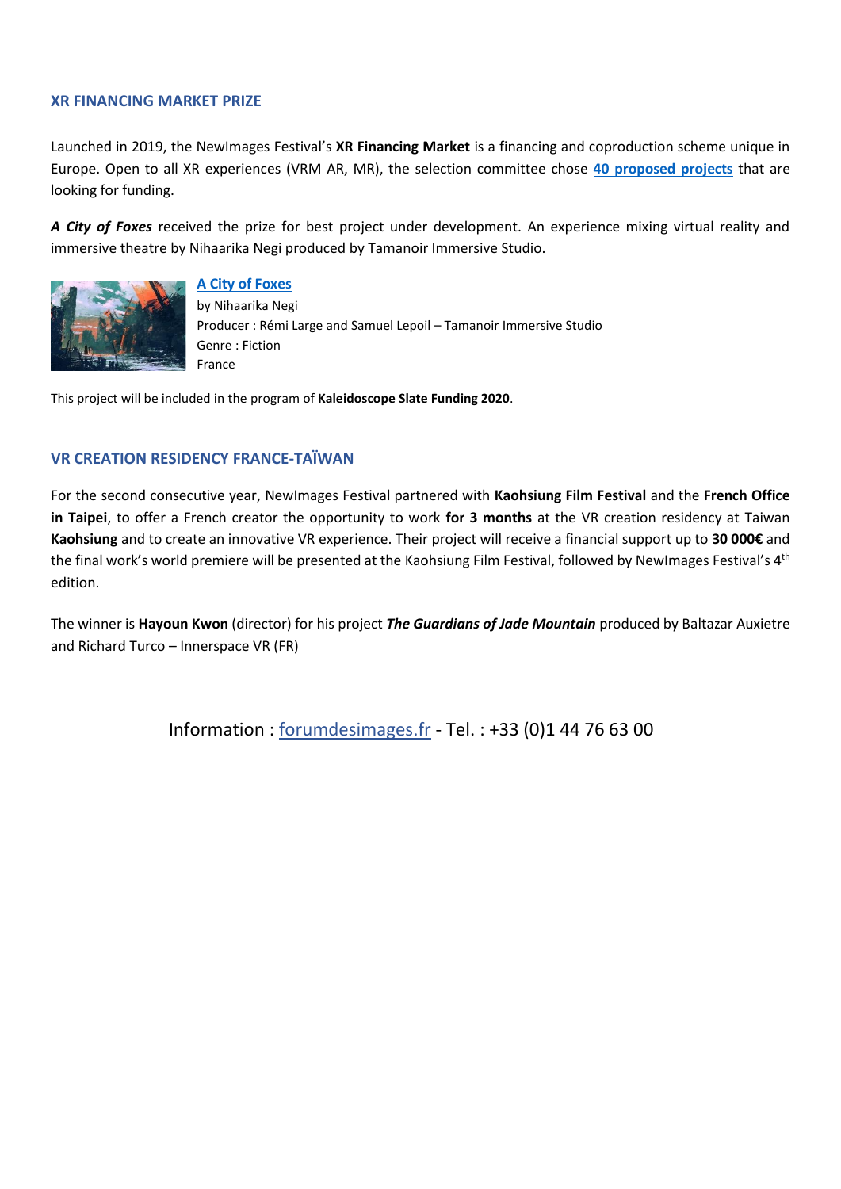## XR FINANCING MARKET PRIZE

Launched in 2019, the NewImages Festival's **XR Financing Market** is a financing and coproduction scheme unique in Europe. Open to all XR experiences (VRM AR, MR), the selection committee chose **40 proposed projects** that are looking for funding.

***A City of Foxes*** received the prize for best project under development. An experience mixing virtual reality and immersive theatre by Nihaarika Negi produced by Tamanoir Immersive Studio.

**A City of Foxes**
by Nihaarika Negi
Producer : Rémi Large and Samuel Lepoil – Tamanoir Immersive Studio
Genre : Fiction
France

This project will be included in the program of **Kaleidoscope Slate Funding 2020**.

## VR CREATION RESIDENCY FRANCE-TAÏWAN

For the second consecutive year, NewImages Festival partnered with **Kaohsiung Film Festival** and the **French Office in Taipei**, to offer a French creator the opportunity to work **for 3 months** at the VR creation residency at Taiwan **Kaohsiung** and to create an innovative VR experience. Their project will receive a financial support up to **30 000€** and the final work's world premiere will be presented at the Kaohsiung Film Festival, followed by NewImages Festival's 4th edition.

The winner is **Hayoun Kwon** (director) for his project ***The Guardians of Jade Mountain*** produced by Baltazar Auxietre and Richard Turco – Innerspace VR (FR)

Information : forumdesimages.fr - Tel. : +33 (0)1 44 76 63 00